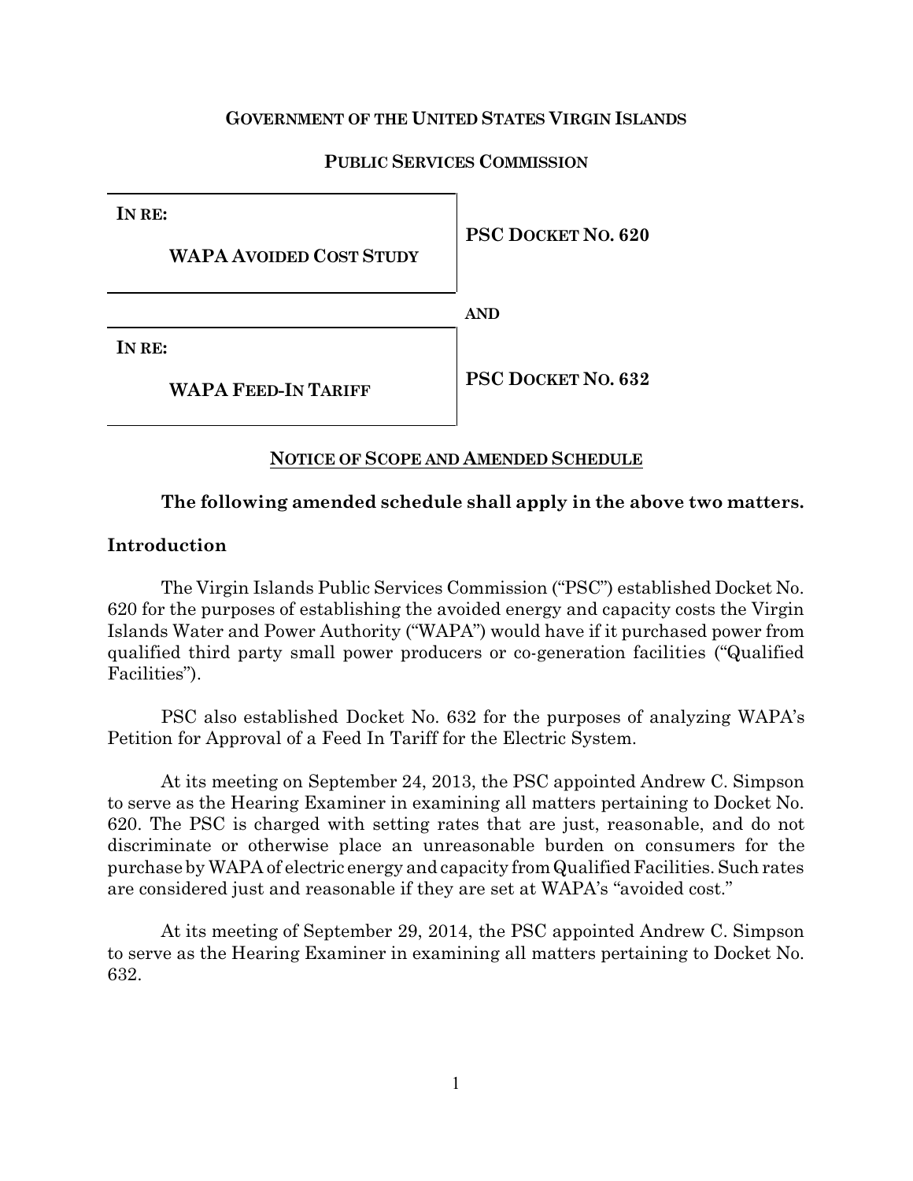**GOVERNMENT OF THE UNITED STATES VIRGIN ISLANDS**

**PUBLIC SERVICES COMMISSION**

| | |
|---|---|
| **IN RE:**<br>**WAPA AVOIDED COST STUDY** | **PSC DOCKET NO. 620** |
| | **AND** |
| **IN RE:**<br>**WAPA FEED-IN TARIFF** | **PSC DOCKET NO. 632** |

**NOTICE OF SCOPE AND AMENDED SCHEDULE**

**The following amended schedule shall apply in the above two matters.**

## Introduction

The Virgin Islands Public Services Commission ("PSC") established Docket No. 620 for the purposes of establishing the avoided energy and capacity costs the Virgin Islands Water and Power Authority ("WAPA") would have if it purchased power from qualified third party small power producers or co-generation facilities ("Qualified Facilities").

PSC also established Docket No. 632 for the purposes of analyzing WAPA's Petition for Approval of a Feed In Tariff for the Electric System.

At its meeting on September 24, 2013, the PSC appointed Andrew C. Simpson to serve as the Hearing Examiner in examining all matters pertaining to Docket No. 620. The PSC is charged with setting rates that are just, reasonable, and do not discriminate or otherwise place an unreasonable burden on consumers for the purchase by WAPA of electric energy and capacity from Qualified Facilities. Such rates are considered just and reasonable if they are set at WAPA's "avoided cost."

At its meeting of September 29, 2014, the PSC appointed Andrew C. Simpson to serve as the Hearing Examiner in examining all matters pertaining to Docket No. 632.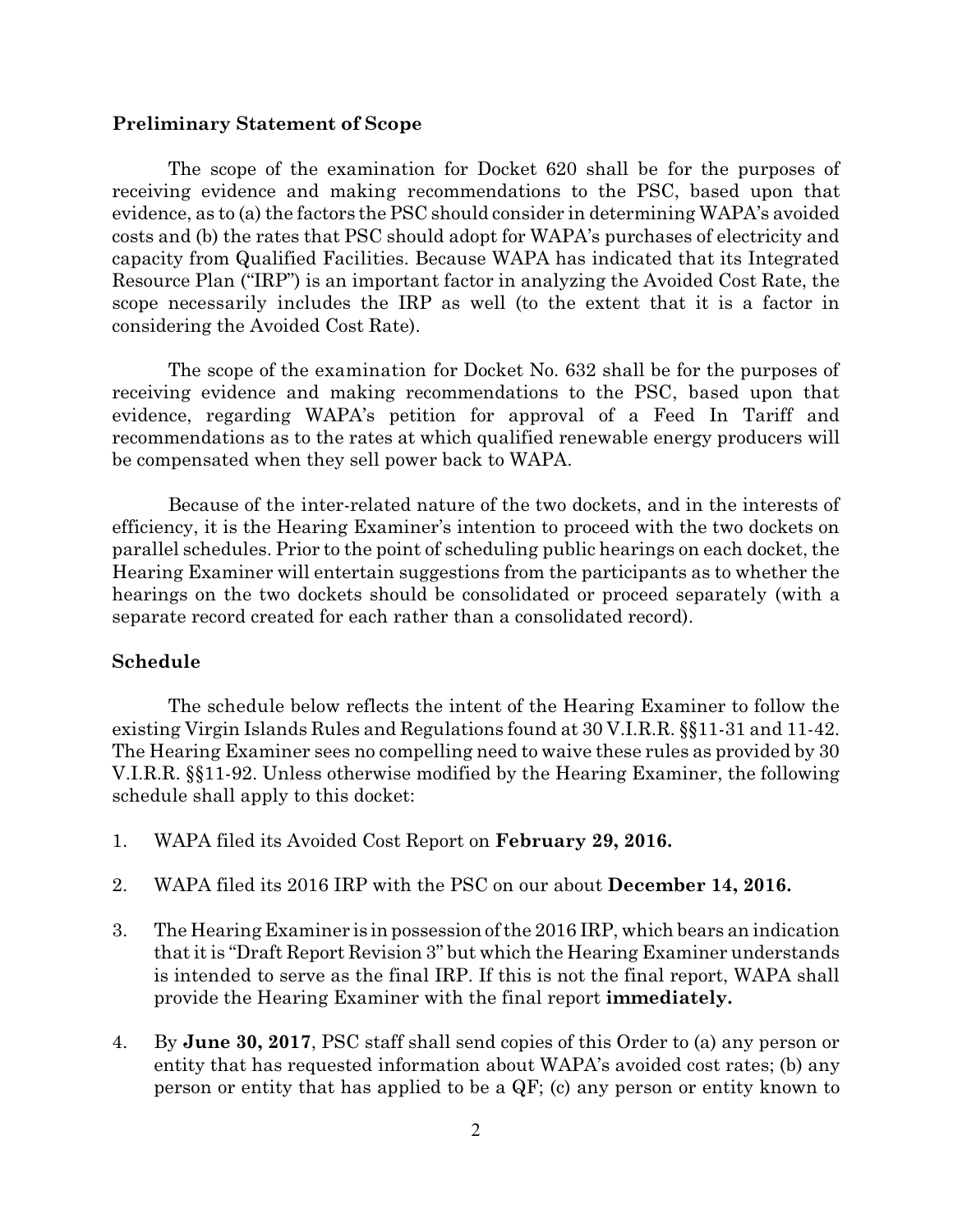**Preliminary Statement of Scope**

The scope of the examination for Docket 620 shall be for the purposes of receiving evidence and making recommendations to the PSC, based upon that evidence, as to (a) the factors the PSC should consider in determining WAPA's avoided costs and (b) the rates that PSC should adopt for WAPA's purchases of electricity and capacity from Qualified Facilities. Because WAPA has indicated that its Integrated Resource Plan ("IRP") is an important factor in analyzing the Avoided Cost Rate, the scope necessarily includes the IRP as well (to the extent that it is a factor in considering the Avoided Cost Rate).

The scope of the examination for Docket No. 632 shall be for the purposes of receiving evidence and making recommendations to the PSC, based upon that evidence, regarding WAPA's petition for approval of a Feed In Tariff and recommendations as to the rates at which qualified renewable energy producers will be compensated when they sell power back to WAPA.

Because of the inter-related nature of the two dockets, and in the interests of efficiency, it is the Hearing Examiner's intention to proceed with the two dockets on parallel schedules. Prior to the point of scheduling public hearings on each docket, the Hearing Examiner will entertain suggestions from the participants as to whether the hearings on the two dockets should be consolidated or proceed separately (with a separate record created for each rather than a consolidated record).

**Schedule**

The schedule below reflects the intent of the Hearing Examiner to follow the existing Virgin Islands Rules and Regulations found at 30 V.I.R.R. §§11-31 and 11-42. The Hearing Examiner sees no compelling need to waive these rules as provided by 30 V.I.R.R. §§11-92. Unless otherwise modified by the Hearing Examiner, the following schedule shall apply to this docket:

1. WAPA filed its Avoided Cost Report on **February 29, 2016.**

2. WAPA filed its 2016 IRP with the PSC on our about **December 14, 2016.**

3. The Hearing Examiner is in possession of the 2016 IRP, which bears an indication that it is "Draft Report Revision 3" but which the Hearing Examiner understands is intended to serve as the final IRP. If this is not the final report, WAPA shall provide the Hearing Examiner with the final report **immediately.**

4. By **June 30, 2017**, PSC staff shall send copies of this Order to (a) any person or entity that has requested information about WAPA's avoided cost rates; (b) any person or entity that has applied to be a QF; (c) any person or entity known to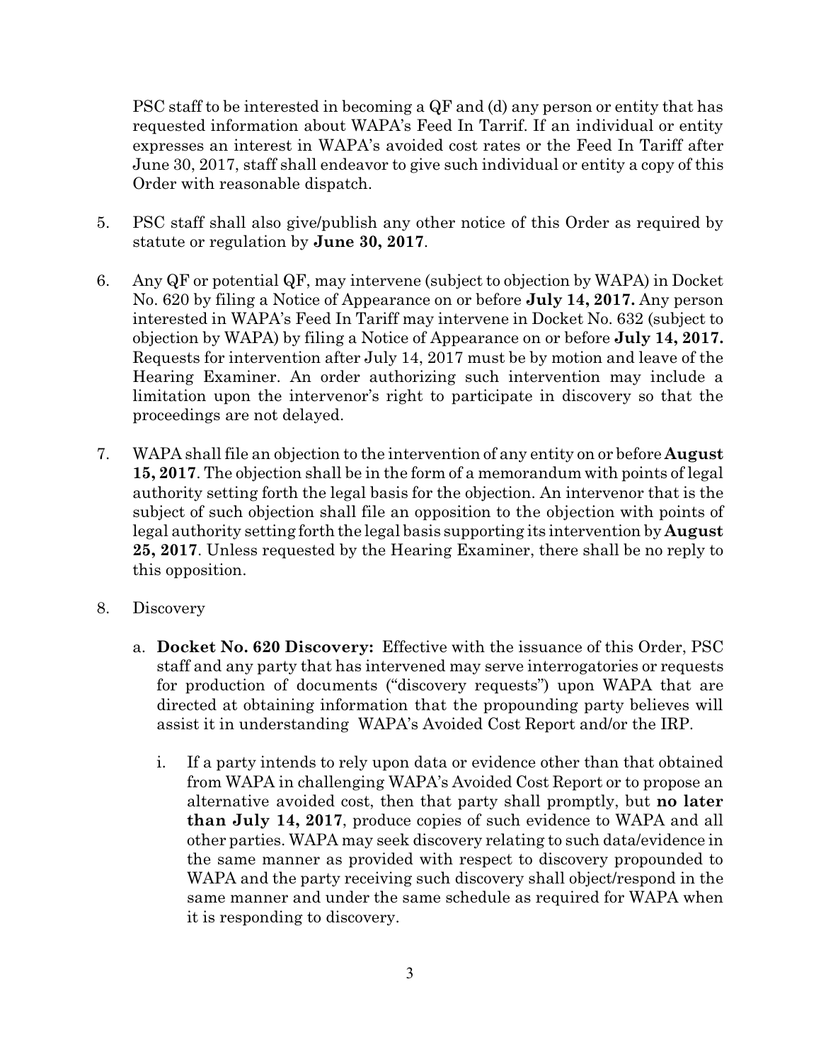PSC staff to be interested in becoming a QF and (d) any person or entity that has requested information about WAPA's Feed In Tarrif. If an individual or entity expresses an interest in WAPA's avoided cost rates or the Feed In Tariff after June 30, 2017, staff shall endeavor to give such individual or entity a copy of this Order with reasonable dispatch.

5. PSC staff shall also give/publish any other notice of this Order as required by statute or regulation by **June 30, 2017**.

6. Any QF or potential QF, may intervene (subject to objection by WAPA) in Docket No. 620 by filing a Notice of Appearance on or before **July 14, 2017.** Any person interested in WAPA's Feed In Tariff may intervene in Docket No. 632 (subject to objection by WAPA) by filing a Notice of Appearance on or before **July 14, 2017.** Requests for intervention after July 14, 2017 must be by motion and leave of the Hearing Examiner. An order authorizing such intervention may include a limitation upon the intervenor's right to participate in discovery so that the proceedings are not delayed.

7. WAPA shall file an objection to the intervention of any entity on or before **August 15, 2017**. The objection shall be in the form of a memorandum with points of legal authority setting forth the legal basis for the objection. An intervenor that is the subject of such objection shall file an opposition to the objection with points of legal authority setting forth the legal basis supporting its intervention by **August 25, 2017**. Unless requested by the Hearing Examiner, there shall be no reply to this opposition.

8. Discovery

   a. **Docket No. 620 Discovery:** Effective with the issuance of this Order, PSC staff and any party that has intervened may serve interrogatories or requests for production of documents ("discovery requests") upon WAPA that are directed at obtaining information that the propounding party believes will assist it in understanding WAPA's Avoided Cost Report and/or the IRP.

      i. If a party intends to rely upon data or evidence other than that obtained from WAPA in challenging WAPA's Avoided Cost Report or to propose an alternative avoided cost, then that party shall promptly, but **no later than July 14, 2017**, produce copies of such evidence to WAPA and all other parties. WAPA may seek discovery relating to such data/evidence in the same manner as provided with respect to discovery propounded to WAPA and the party receiving such discovery shall object/respond in the same manner and under the same schedule as required for WAPA when it is responding to discovery.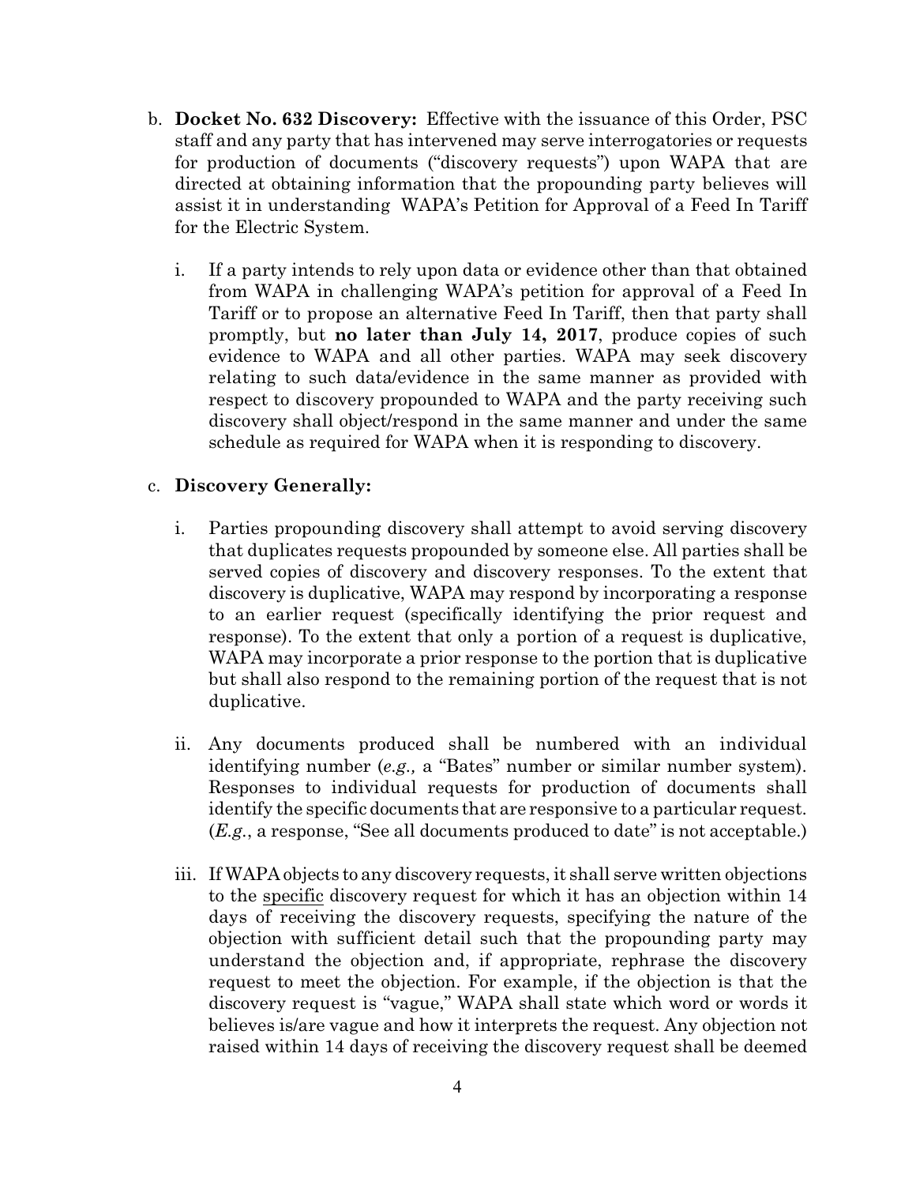b. **Docket No. 632 Discovery:** Effective with the issuance of this Order, PSC staff and any party that has intervened may serve interrogatories or requests for production of documents ("discovery requests") upon WAPA that are directed at obtaining information that the propounding party believes will assist it in understanding WAPA's Petition for Approval of a Feed In Tariff for the Electric System.

   i. If a party intends to rely upon data or evidence other than that obtained from WAPA in challenging WAPA's petition for approval of a Feed In Tariff or to propose an alternative Feed In Tariff, then that party shall promptly, but **no later than July 14, 2017**, produce copies of such evidence to WAPA and all other parties. WAPA may seek discovery relating to such data/evidence in the same manner as provided with respect to discovery propounded to WAPA and the party receiving such discovery shall object/respond in the same manner and under the same schedule as required for WAPA when it is responding to discovery.

c. **Discovery Generally:**

   i. Parties propounding discovery shall attempt to avoid serving discovery that duplicates requests propounded by someone else. All parties shall be served copies of discovery and discovery responses. To the extent that discovery is duplicative, WAPA may respond by incorporating a response to an earlier request (specifically identifying the prior request and response). To the extent that only a portion of a request is duplicative, WAPA may incorporate a prior response to the portion that is duplicative but shall also respond to the remaining portion of the request that is not duplicative.

   ii. Any documents produced shall be numbered with an individual identifying number (*e.g.,* a "Bates" number or similar number system). Responses to individual requests for production of documents shall identify the specific documents that are responsive to a particular request. (*E.g.*, a response, "See all documents produced to date" is not acceptable.)

   iii. If WAPA objects to any discovery requests, it shall serve written objections to the <u>specific</u> discovery request for which it has an objection within 14 days of receiving the discovery requests, specifying the nature of the objection with sufficient detail such that the propounding party may understand the objection and, if appropriate, rephrase the discovery request to meet the objection. For example, if the objection is that the discovery request is "vague," WAPA shall state which word or words it believes is/are vague and how it interprets the request. Any objection not raised within 14 days of receiving the discovery request shall be deemed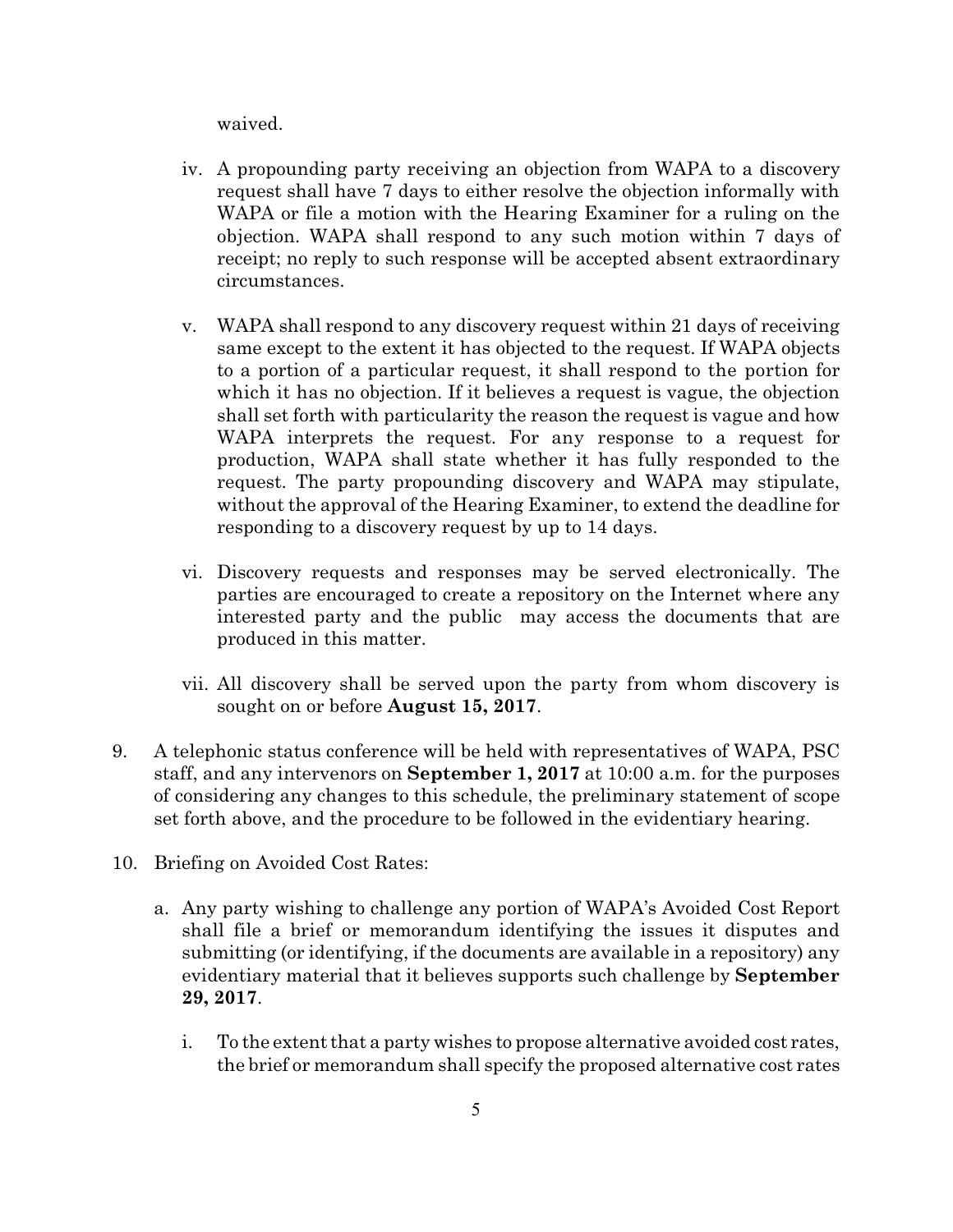waived.

iv. A propounding party receiving an objection from WAPA to a discovery request shall have 7 days to either resolve the objection informally with WAPA or file a motion with the Hearing Examiner for a ruling on the objection. WAPA shall respond to any such motion within 7 days of receipt; no reply to such response will be accepted absent extraordinary circumstances.

v. WAPA shall respond to any discovery request within 21 days of receiving same except to the extent it has objected to the request. If WAPA objects to a portion of a particular request, it shall respond to the portion for which it has no objection. If it believes a request is vague, the objection shall set forth with particularity the reason the request is vague and how WAPA interprets the request. For any response to a request for production, WAPA shall state whether it has fully responded to the request. The party propounding discovery and WAPA may stipulate, without the approval of the Hearing Examiner, to extend the deadline for responding to a discovery request by up to 14 days.

vi. Discovery requests and responses may be served electronically. The parties are encouraged to create a repository on the Internet where any interested party and the public may access the documents that are produced in this matter.

vii. All discovery shall be served upon the party from whom discovery is sought on or before **August 15, 2017**.

9. A telephonic status conference will be held with representatives of WAPA, PSC staff, and any intervenors on **September 1, 2017** at 10:00 a.m. for the purposes of considering any changes to this schedule, the preliminary statement of scope set forth above, and the procedure to be followed in the evidentiary hearing.

10. Briefing on Avoided Cost Rates:

    a. Any party wishing to challenge any portion of WAPA's Avoided Cost Report shall file a brief or memorandum identifying the issues it disputes and submitting (or identifying, if the documents are available in a repository) any evidentiary material that it believes supports such challenge by **September 29, 2017**.

        i. To the extent that a party wishes to propose alternative avoided cost rates, the brief or memorandum shall specify the proposed alternative cost rates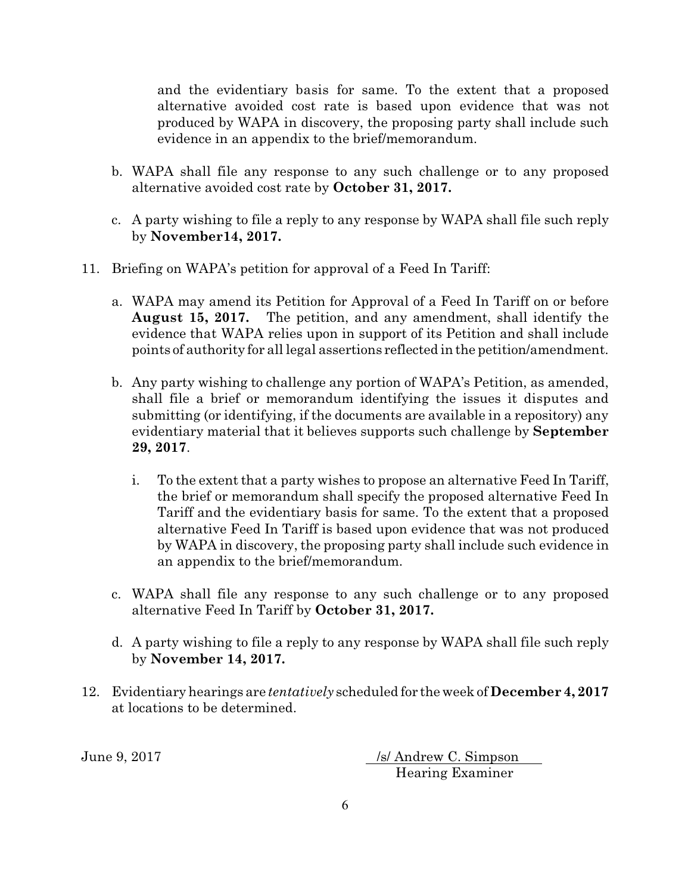and the evidentiary basis for same. To the extent that a proposed alternative avoided cost rate is based upon evidence that was not produced by WAPA in discovery, the proposing party shall include such evidence in an appendix to the brief/memorandum.

b. WAPA shall file any response to any such challenge or to any proposed alternative avoided cost rate by **October 31, 2017.**

c. A party wishing to file a reply to any response by WAPA shall file such reply by **November14, 2017.**

11. Briefing on WAPA's petition for approval of a Feed In Tariff:

    a. WAPA may amend its Petition for Approval of a Feed In Tariff on or before **August 15, 2017.** The petition, and any amendment, shall identify the evidence that WAPA relies upon in support of its Petition and shall include points of authority for all legal assertions reflected in the petition/amendment.

    b. Any party wishing to challenge any portion of WAPA's Petition, as amended, shall file a brief or memorandum identifying the issues it disputes and submitting (or identifying, if the documents are available in a repository) any evidentiary material that it believes supports such challenge by **September 29, 2017**.

       i. To the extent that a party wishes to propose an alternative Feed In Tariff, the brief or memorandum shall specify the proposed alternative Feed In Tariff and the evidentiary basis for same. To the extent that a proposed alternative Feed In Tariff is based upon evidence that was not produced by WAPA in discovery, the proposing party shall include such evidence in an appendix to the brief/memorandum.

    c. WAPA shall file any response to any such challenge or to any proposed alternative Feed In Tariff by **October 31, 2017.**

    d. A party wishing to file a reply to any response by WAPA shall file such reply by **November 14, 2017.**

12. Evidentiary hearings are *tentatively* scheduled for the week of **December 4, 2017** at locations to be determined.

June 9, 2017

/s/ Andrew C. Simpson
Hearing Examiner